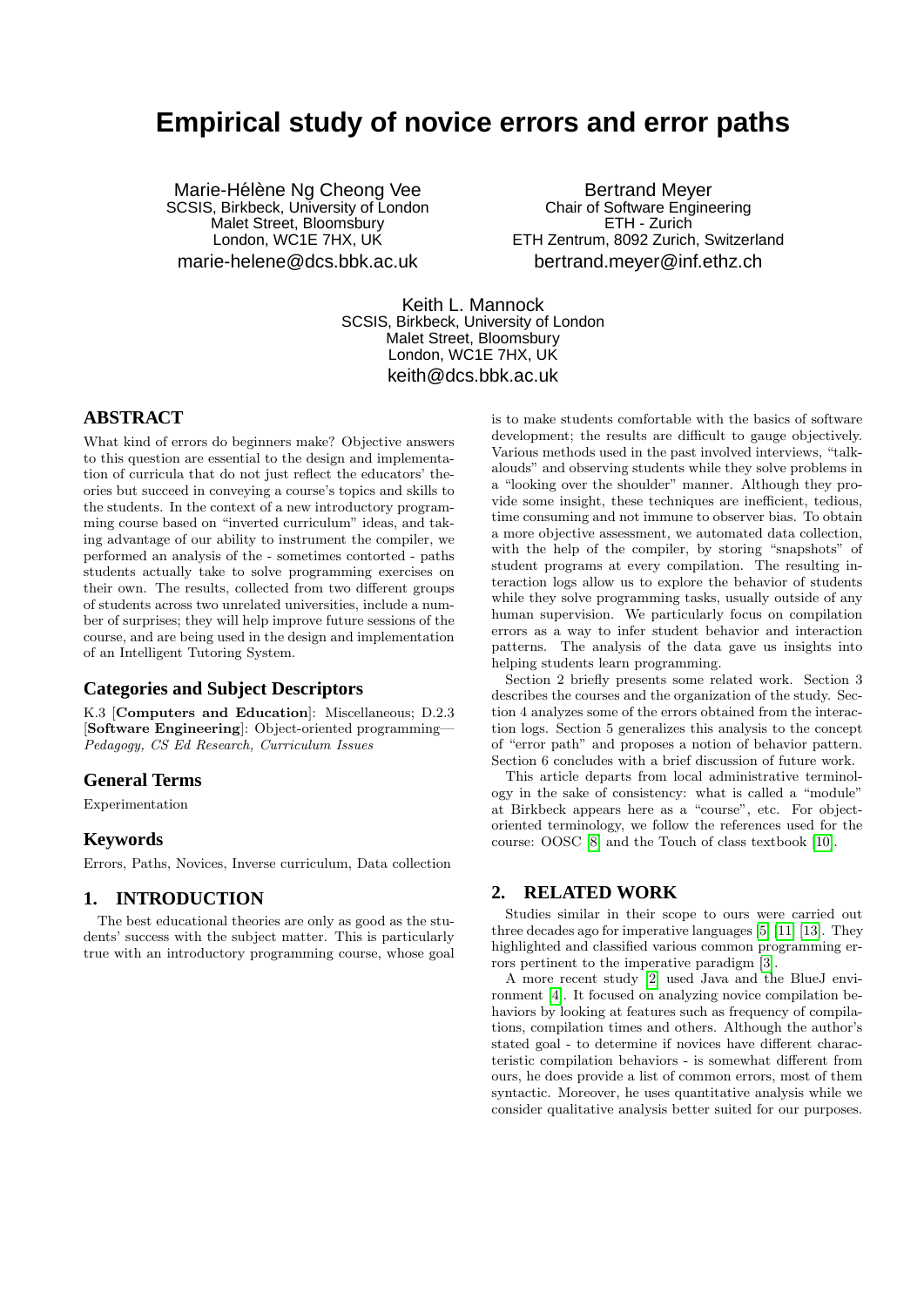# Empirical study of novice errors and error paths

Marie-Hélène Ng Cheong Vee
SCSIS, Birkbeck, University of London
Malet Street, Bloomsbury
London, WC1E 7HX, UK
marie-helene@dcs.bbk.ac.uk

Bertrand Meyer
Chair of Software Engineering
ETH - Zurich
ETH Zentrum, 8092 Zurich, Switzerland
bertrand.meyer@inf.ethz.ch

Keith L. Mannock
SCSIS, Birkbeck, University of London
Malet Street, Bloomsbury
London, WC1E 7HX, UK
keith@dcs.bbk.ac.uk

## ABSTRACT

What kind of errors do beginners make? Objective answers to this question are essential to the design and implementation of curricula that do not just reflect the educators' theories but succeed in conveying a course's topics and skills to the students. In the context of a new introductory programming course based on "inverted curriculum" ideas, and taking advantage of our ability to instrument the compiler, we performed an analysis of the - sometimes contorted - paths students actually take to solve programming exercises on their own. The results, collected from two different groups of students across two unrelated universities, include a number of surprises; they will help improve future sessions of the course, and are being used in the design and implementation of an Intelligent Tutoring System.

### Categories and Subject Descriptors

K.3 [**Computers and Education**]: Miscellaneous; D.2.3 [**Software Engineering**]: Object-oriented programming—*Pedagogy, CS Ed Research, Curriculum Issues*

### General Terms

Experimentation

### Keywords

Errors, Paths, Novices, Inverse curriculum, Data collection

## 1. INTRODUCTION

The best educational theories are only as good as the students' success with the subject matter. This is particularly true with an introductory programming course, whose goal is to make students comfortable with the basics of software development; the results are difficult to gauge objectively. Various methods used in the past involved interviews, "talk-alouds" and observing students while they solve problems in a "looking over the shoulder" manner. Although they provide some insight, these techniques are inefficient, tedious, time consuming and not immune to observer bias. To obtain a more objective assessment, we automated data collection, with the help of the compiler, by storing "snapshots" of student programs at every compilation. The resulting interaction logs allow us to explore the behavior of students while they solve programming tasks, usually outside of any human supervision. We particularly focus on compilation errors as a way to infer student behavior and interaction patterns. The analysis of the data gave us insights into helping students learn programming.

Section 2 briefly presents some related work. Section 3 describes the courses and the organization of the study. Section 4 analyzes some of the errors obtained from the interaction logs. Section 5 generalizes this analysis to the concept of "error path" and proposes a notion of behavior pattern. Section 6 concludes with a brief discussion of future work.

This article departs from local administrative terminology in the sake of consistency: what is called a "module" at Birkbeck appears here as a "course", etc. For object-oriented terminology, we follow the references used for the course: OOSC [8] and the Touch of class textbook [10].

## 2. RELATED WORK

Studies similar in their scope to ours were carried out three decades ago for imperative languages [5] [11] [13]. They highlighted and classified various common programming errors pertinent to the imperative paradigm [3].

A more recent study [2] used Java and the BlueJ environment [4]. It focused on analyzing novice compilation behaviors by looking at features such as frequency of compilations, compilation times and others. Although the author's stated goal - to determine if novices have different characteristic compilation behaviors - is somewhat different from ours, he does provide a list of common errors, most of them syntactic. Moreover, he uses quantitative analysis while we consider qualitative analysis better suited for our purposes.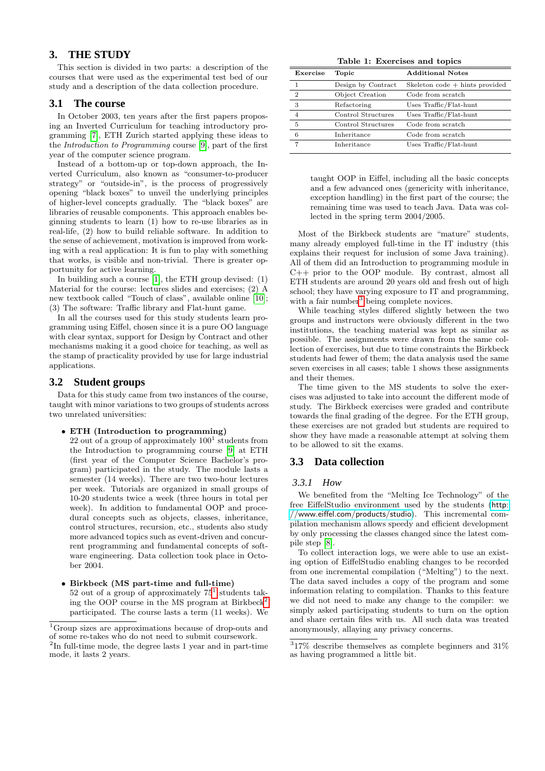## 3. THE STUDY

This section is divided in two parts: a description of the courses that were used as the experimental test bed of our study and a description of the data collection procedure.

### 3.1 The course

In October 2003, ten years after the first papers proposing an Inverted Curriculum for teaching introductory programming [7], ETH Zurich started applying these ideas to the *Introduction to Programming* course [9], part of the first year of the computer science program.

Instead of a bottom-up or top-down approach, the Inverted Curriculum, also known as "consumer-to-producer strategy" or "outside-in", is the process of progressively opening "black boxes" to unveil the underlying principles of higher-level concepts gradually. The "black boxes" are libraries of reusable components. This approach enables beginning students to learn (1) how to re-use libraries as in real-life, (2) how to build reliable software. In addition to the sense of achievement, motivation is improved from working with a real application: It is fun to play with something that works, is visible and non-trivial. There is greater opportunity for active learning.

In building such a course [1], the ETH group devised: (1) Material for the course: lectures slides and exercises; (2) A new textbook called "Touch of class", available online [10]; (3) The software: Traffic library and Flat-hunt game.

In all the courses used for this study students learn programming using Eiffel, chosen since it is a pure OO language with clear syntax, support for Design by Contract and other mechanisms making it a good choice for teaching, as well as the stamp of practicality provided by use for large industrial applications.

### 3.2 Student groups

Data for this study came from two instances of the course, taught with minor variations to two groups of students across two unrelated universities:

- **ETH (Introduction to programming)**
  22 out of a group of approximately 100[1] students from the Introduction to programming course [9] at ETH (first year of the Computer Science Bachelor's program) participated in the study. The module lasts a semester (14 weeks). There are two two-hour lectures per week. Tutorials are organized in small groups of 10-20 students twice a week (three hours in total per week). In addition to fundamental OOP and procedural concepts such as objects, classes, inheritance, control structures, recursion, etc., students also study more advanced topics such as event-driven and concurrent programming and fundamental concepts of software engineering. Data collection took place in October 2004.

- **Birkbeck (MS part-time and full-time)**
  52 out of a group of approximately 75[1] students taking the OOP course in the MS program at Birkbeck[2] participated. The course lasts a term (11 weeks). We taught OOP in Eiffel, including all the basic concepts and a few advanced ones (genericity with inheritance, exception handling) in the first part of the course; the remaining time was used to teach Java. Data was collected in the spring term 2004/2005.

[1] Group sizes are approximations because of drop-outs and of some re-takes who do not need to submit coursework.

[2] In full-time mode, the degree lasts 1 year and in part-time mode, it lasts 2 years.

**Table 1: Exercises and topics**

| Exercise | Topic | Additional Notes |
|---|---|---|
| 1 | Design by Contract | Skeleton code + hints provided |
| 2 | Object Creation | Code from scratch |
| 3 | Refactoring | Uses Traffic/Flat-hunt |
| 4 | Control Structures | Uses Traffic/Flat-hunt |
| 5 | Control Structures | Code from scratch |
| 6 | Inheritance | Code from scratch |
| 7 | Inheritance | Uses Traffic/Flat-hunt |

Most of the Birkbeck students are "mature" students, many already employed full-time in the IT industry (this explains their request for inclusion of some Java training). All of them did an Introduction to programming module in C++ prior to the OOP module. By contrast, almost all ETH students are around 20 years old and fresh out of high school; they have varying exposure to IT and programming, with a fair number[3] being complete novices.

While teaching styles differed slightly between the two groups and instructors were obviously different in the two institutions, the teaching material was kept as similar as possible. The assignments were drawn from the same collection of exercises, but due to time constraints the Birkbeck students had fewer of them; the data analysis used the same seven exercises in all cases; table 1 shows these assignments and their themes.

The time given to the MS students to solve the exercises was adjusted to take into account the different mode of study. The Birkbeck exercises were graded and contribute towards the final grading of the degree. For the ETH group, these exercises are not graded but students are required to show they have made a reasonable attempt at solving them to be allowed to sit the exams.

### 3.3 Data collection

#### 3.3.1 How

We benefited from the "Melting Ice Technology" of the free EiffelStudio environment used by the students (http://www.eiffel.com/products/studio). This incremental compilation mechanism allows speedy and efficient development by only processing the classes changed since the latest compile step [8].

To collect interaction logs, we were able to use an existing option of EiffelStudio enabling changes to be recorded from one incremental compilation ("Melting") to the next. The data saved includes a copy of the program and some information relating to compilation. Thanks to this feature we did not need to make any change to the compiler: we simply asked participating students to turn on the option and share certain files with us. All such data was treated anonymously, allaying any privacy concerns.

[3] 17% describe themselves as complete beginners and 31% as having programmed a little bit.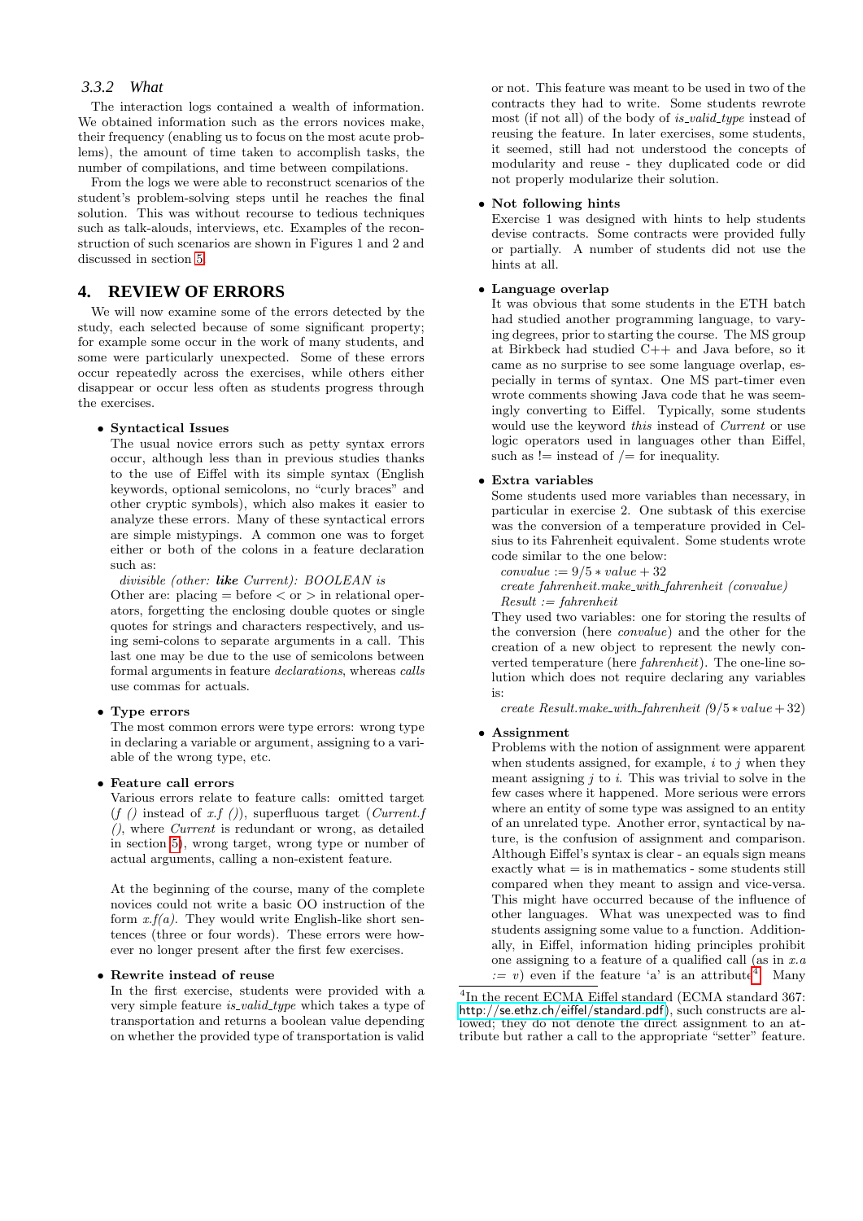### 3.3.2 What

The interaction logs contained a wealth of information. We obtained information such as the errors novices make, their frequency (enabling us to focus on the most acute problems), the amount of time taken to accomplish tasks, the number of compilations, and time between compilations.

From the logs we were able to reconstruct scenarios of the student's problem-solving steps until he reaches the final solution. This was without recourse to tedious techniques such as talk-alouds, interviews, etc. Examples of the reconstruction of such scenarios are shown in Figures 1 and 2 and discussed in section 5.

## 4. REVIEW OF ERRORS

We will now examine some of the errors detected by the study, each selected because of some significant property; for example some occur in the work of many students, and some were particularly unexpected. Some of these errors occur repeatedly across the exercises, while others either disappear or occur less often as students progress through the exercises.

- **Syntactical Issues**
  The usual novice errors such as petty syntax errors occur, although less than in previous studies thanks to the use of Eiffel with its simple syntax (English keywords, optional semicolons, no "curly braces" and other cryptic symbols), which also makes it easier to analyze these errors. Many of these syntactical errors are simple mistypings. A common one was to forget either or both of the colons in a feature declaration such as:
  *divisible (other:* ***like*** *Current): BOOLEAN is*
  Other are: placing = before < or > in relational operators, forgetting the enclosing double quotes or single quotes for strings and characters respectively, and using semi-colons to separate arguments in a call. This last one may be due to the use of semicolons between formal arguments in feature *declarations*, whereas *calls* use commas for actuals.

- **Type errors**
  The most common errors were type errors: wrong type in declaring a variable or argument, assigning to a variable of the wrong type, etc.

- **Feature call errors**
  Various errors relate to feature calls: omitted target (*f ()* instead of *x.f ()*), superfluous target (*Current.f ()*, where *Current* is redundant or wrong, as detailed in section 5), wrong target, wrong type or number of actual arguments, calling a non-existent feature.

  At the beginning of the course, many of the complete novices could not write a basic OO instruction of the form *x.f(a)*. They would write English-like short sentences (three or four words). These errors were however no longer present after the first few exercises.

- **Rewrite instead of reuse**
  In the first exercise, students were provided with a very simple feature *is_valid_type* which takes a type of transportation and returns a boolean value depending on whether the provided type of transportation is valid or not. This feature was meant to be used in two of the contracts they had to write. Some students rewrote most (if not all) of the body of *is_valid_type* instead of reusing the feature. In later exercises, some students, it seemed, still had not understood the concepts of modularity and reuse - they duplicated code or did not properly modularize their solution.

- **Not following hints**
  Exercise 1 was designed with hints to help students devise contracts. Some contracts were provided fully or partially. A number of students did not use the hints at all.

- **Language overlap**
  It was obvious that some students in the ETH batch had studied another programming language, to varying degrees, prior to starting the course. The MS group at Birkbeck had studied C++ and Java before, so it came as no surprise to see some language overlap, especially in terms of syntax. One MS part-timer even wrote comments showing Java code that he was seemingly converting to Eiffel. Typically, some students would use the keyword *this* instead of *Current* or use logic operators used in languages other than Eiffel, such as != instead of /= for inequality.

- **Extra variables**
  Some students used more variables than necessary, in particular in exercise 2. One subtask of this exercise was the conversion of a temperature provided in Celsius to its Fahrenheit equivalent. Some students wrote code similar to the one below:
  *convalue* $:= 9/5 * value + 32$
  *create fahrenheit.make_with_fahrenheit (convalue)*
  *Result := fahrenheit*
  They used two variables: one for storing the results of the conversion (here *convalue*) and the other for the creation of a new object to represent the newly converted temperature (here *fahrenheit*). The one-line solution which does not require declaring any variables is:
  *create Result.make_with_fahrenheit* $(9/5 * value + 32)$

- **Assignment**
  Problems with the notion of assignment were apparent when students assigned, for example, $i$ to $j$ when they meant assigning $j$ to $i$. This was trivial to solve in the few cases where it happened. More serious were errors where an entity of some type was assigned to an entity of an unrelated type. Another error, syntactical by nature, is the confusion of assignment and comparison. Although Eiffel's syntax is clear - an equals sign means exactly what = is in mathematics - some students still compared when they meant to assign and vice-versa. This might have occurred because of the influence of other languages. What was unexpected was to find students assigning some value to a function. Additionally, in Eiffel, information hiding principles prohibit one assigning to a feature of a qualified call (as in *x.a := v*) even if the feature 'a' is an attribute[4]. Many

[4] In the recent ECMA Eiffel standard (ECMA standard 367: http://se.ethz.ch/eiffel/standard.pdf), such constructs are allowed; they do not denote the direct assignment to an attribute but rather a call to the appropriate "setter" feature.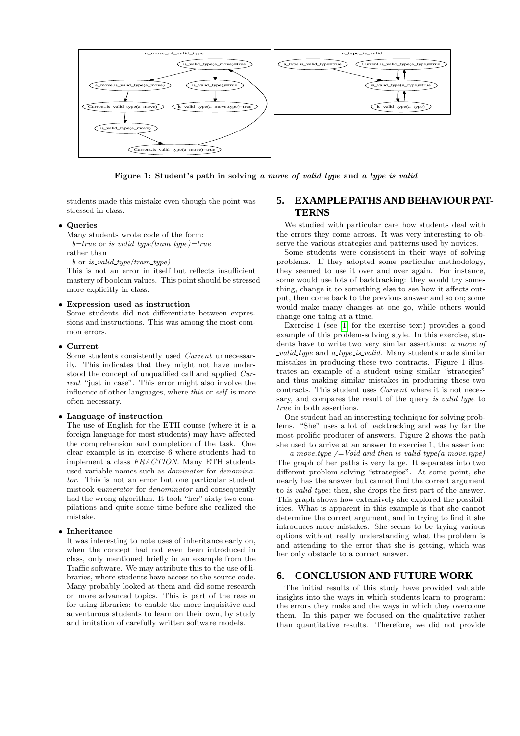Figure 1: Student's path in solving *a_move_of_valid_type* and *a_type_is_valid*

students made this mistake even though the point was stressed in class.

- **Queries**
  Many students wrote code of the form:
  *b=true* or *is_valid_type(tram_type)=true*
  rather than
  *b* or *is_valid_type(tram_type)*
  This is not an error in itself but reflects insufficient mastery of boolean values. This point should be stressed more explicitly in class.

- **Expression used as instruction**
  Some students did not differentiate between expressions and instructions. This was among the most common errors.

- **Current**
  Some students consistently used *Current* unnecessarily. This indicates that they might not have understood the concept of unqualified call and applied *Current* "just in case". This error might also involve the influence of other languages, where *this* or *self* is more often necessary.

- **Language of instruction**
  The use of English for the ETH course (where it is a foreign language for most students) may have affected the comprehension and completion of the task. One clear example is in exercise 6 where students had to implement a class *FRACTION*. Many ETH students used variable names such as *dominator* for *denominator*. This is not an error but one particular student mistook *numerator* for *denominator* and consequently had the wrong algorithm. It took "her" sixty two compilations and quite some time before she realized the mistake.

- **Inheritance**
  It was interesting to note uses of inheritance early on, when the concept had not even been introduced in class, only mentioned briefly in an example from the Traffic software. We may attribute this to the use of libraries, where students have access to the source code. Many probably looked at them and did some research on more advanced topics. This is part of the reason for using libraries: to enable the more inquisitive and adventurous students to learn on their own, by study and imitation of carefully written software models.

## 5. EXAMPLE PATHS AND BEHAVIOUR PATTERNS

We studied with particular care how students deal with the errors they come across. It was very interesting to observe the various strategies and patterns used by novices.

Some students were consistent in their ways of solving problems. If they adopted some particular methodology, they seemed to use it over and over again. For instance, some would use lots of backtracking: they would try something, change it to something else to see how it affects output, then come back to the previous answer and so on; some would make many changes at one go, while others would change one thing at a time.

Exercise 1 (see [1] for the exercise text) provides a good example of this problem-solving style. In this exercise, students have to write two very similar assertions: *a_move_of_valid_type* and *a_type_is_valid*. Many students made similar mistakes in producing these two contracts. Figure 1 illustrates an example of a student using similar "strategies" and thus making similar mistakes in producing these two contracts. This student uses *Current* where it is not necessary, and compares the result of the query *is_valid_type* to *true* in both assertions.

One student had an interesting technique for solving problems. "She" uses a lot of backtracking and was by far the most prolific producer of answers. Figure 2 shows the path she used to arrive at an answer to exercise 1, the assertion:

*a_move.type /=Void and then is_valid_type(a_move.type)*

The graph of her paths is very large. It separates into two different problem-solving "strategies". At some point, she nearly has the answer but cannot find the correct argument to *is_valid_type*; then, she drops the first part of the answer. This graph shows how extensively she explored the possibilities. What is apparent in this example is that she cannot determine the correct argument, and in trying to find it she introduces more mistakes. She seems to be trying various options without really understanding what the problem is and attending to the error that she is getting, which was her only obstacle to a correct answer.

## 6. CONCLUSION AND FUTURE WORK

The initial results of this study have provided valuable insights into the ways in which students learn to program: the errors they make and the ways in which they overcome them. In this paper we focused on the qualitative rather than quantitative results. Therefore, we did not provide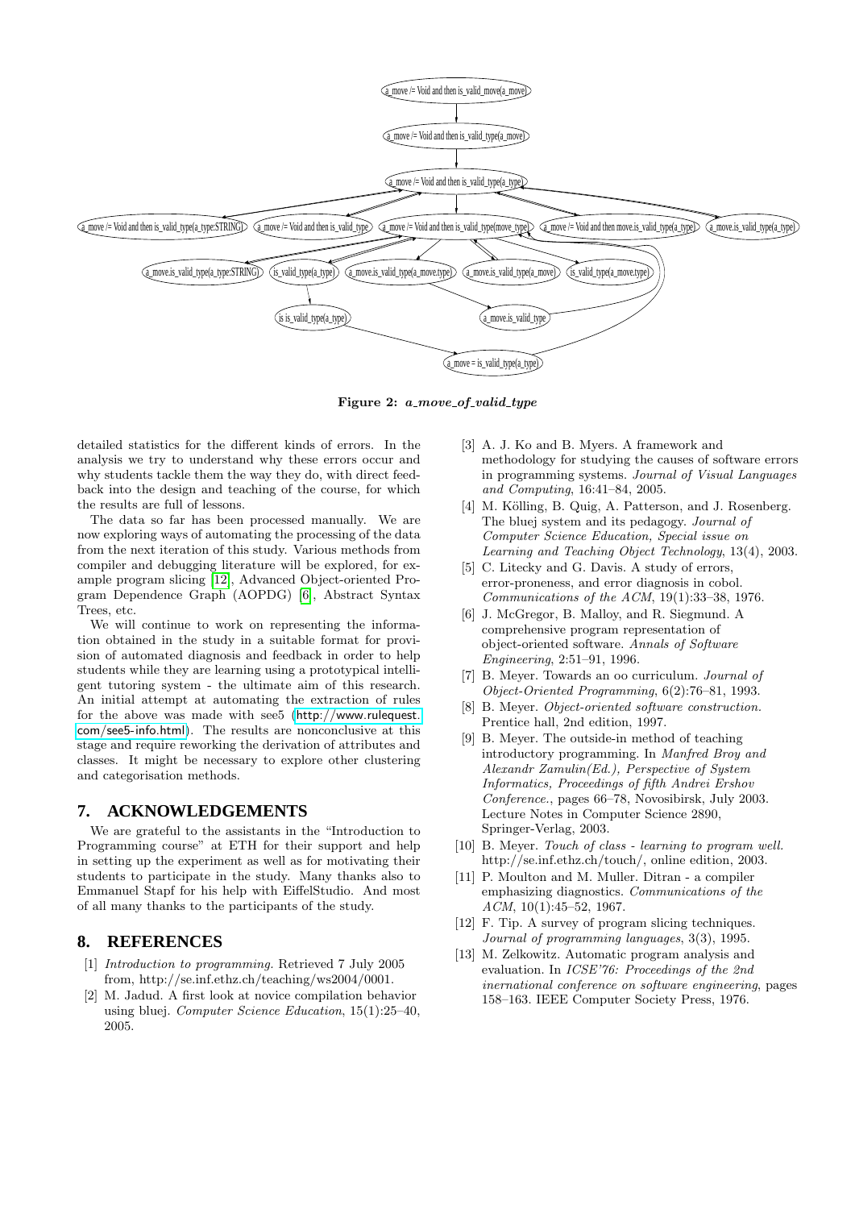a_move /= Void and then is_valid_move(a_move)

a_move /= Void and then is_valid_type(a_move)

a_move /= Void and then is_valid_type(a_type)

a_move /= Void and then is_valid_type(a_type:STRING)

a_move /= Void and then is_valid_type

a_move /= Void and then is_valid_type(move_type)

a_move /= Void and then move.is_valid_type(a_type)

a_move.is_valid_type(a_type)

a_move.is_valid_type(a_type:STRING)

is_valid_type(a_type)

a_move.is_valid_type(a_move.type)

a_move.is_valid_type(a_move)

is_valid_type(a_move.type)

is is_valid_type(a_type)

a_move.is_valid_type

a_move = is_valid_type(a_type)

**Figure 2:** ***a_move_of_valid_type***

detailed statistics for the different kinds of errors. In the analysis we try to understand why these errors occur and why students tackle them the way they do, with direct feedback into the design and teaching of the course, for which the results are full of lessons.

The data so far has been processed manually. We are now exploring ways of automating the processing of the data from the next iteration of this study. Various methods from compiler and debugging literature will be explored, for example program slicing [12], Advanced Object-oriented Program Dependence Graph (AOPDG) [6], Abstract Syntax Trees, etc.

We will continue to work on representing the information obtained in the study in a suitable format for provision of automated diagnosis and feedback in order to help students while they are learning using a prototypical intelligent tutoring system - the ultimate aim of this research. An initial attempt at automating the extraction of rules for the above was made with see5 (http://www.rulequest.com/see5-info.html). The results are nonconclusive at this stage and require reworking the derivation of attributes and classes. It might be necessary to explore other clustering and categorisation methods.

## 7. ACKNOWLEDGEMENTS

We are grateful to the assistants in the "Introduction to Programming course" at ETH for their support and help in setting up the experiment as well as for motivating their students to participate in the study. Many thanks also to Emmanuel Stapf for his help with EiffelStudio. And most of all many thanks to the participants of the study.

## 8. REFERENCES

[1] *Introduction to programming.* Retrieved 7 July 2005 from, http://se.inf.ethz.ch/teaching/ws2004/0001.

[2] M. Jadud. A first look at novice compilation behavior using bluej. *Computer Science Education*, 15(1):25–40, 2005.

[3] A. J. Ko and B. Myers. A framework and methodology for studying the causes of software errors in programming systems. *Journal of Visual Languages and Computing*, 16:41–84, 2005.

[4] M. Kölling, B. Quig, A. Patterson, and J. Rosenberg. The bluej system and its pedagogy. *Journal of Computer Science Education, Special issue on Learning and Teaching Object Technology*, 13(4), 2003.

[5] C. Litecky and G. Davis. A study of errors, error-proneness, and error diagnosis in cobol. *Communications of the ACM*, 19(1):33–38, 1976.

[6] J. McGregor, B. Malloy, and R. Siegmund. A comprehensive program representation of object-oriented software. *Annals of Software Engineering*, 2:51–91, 1996.

[7] B. Meyer. Towards an oo curriculum. *Journal of Object-Oriented Programming*, 6(2):76–81, 1993.

[8] B. Meyer. *Object-oriented software construction.* Prentice hall, 2nd edition, 1997.

[9] B. Meyer. The outside-in method of teaching introductory programming. In *Manfred Broy and Alexandr Zamulin(Ed.), Perspective of System Informatics, Proceedings of fifth Andrei Ershov Conference.*, pages 66–78, Novosibirsk, July 2003. Lecture Notes in Computer Science 2890, Springer-Verlag, 2003.

[10] B. Meyer. *Touch of class - learning to program well.* http://se.inf.ethz.ch/touch/, online edition, 2003.

[11] P. Moulton and M. Muller. Ditran - a compiler emphasizing diagnostics. *Communications of the ACM*, 10(1):45–52, 1967.

[12] F. Tip. A survey of program slicing techniques. *Journal of programming languages*, 3(3), 1995.

[13] M. Zelkowitz. Automatic program analysis and evaluation. In *ICSE'76: Proceedings of the 2nd inernational conference on software engineering*, pages 158–163. IEEE Computer Society Press, 1976.